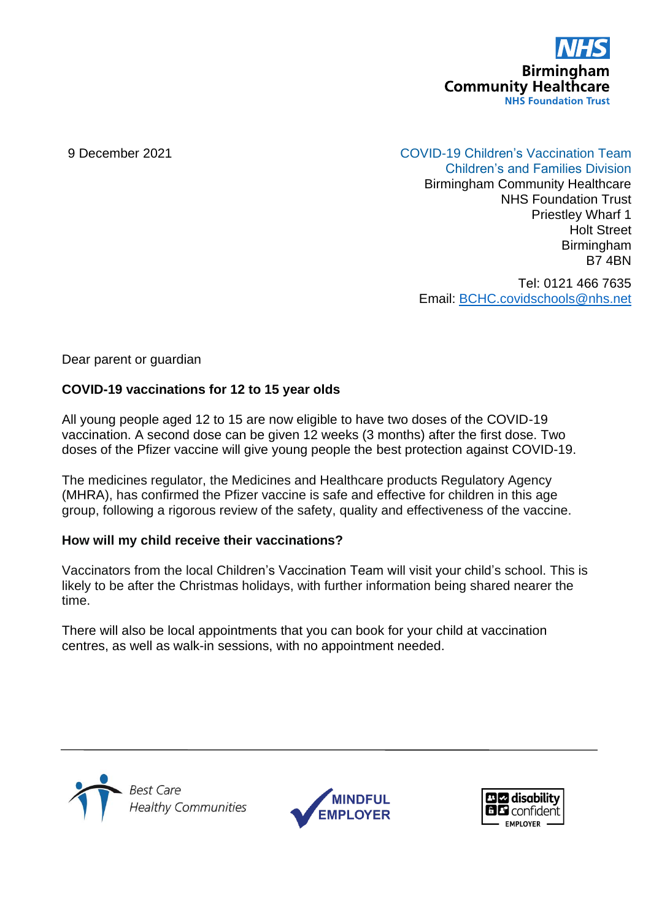Birmingham Community Healthcare NHS Foundation Trust

9 December 2021

COVID-19 Children's Vaccination Team
Children's and Families Division
Birmingham Community Healthcare
NHS Foundation Trust
Priestley Wharf 1
Holt Street
Birmingham
B7 4BN

Tel: 0121 466 7635
Email: BCHC.covidschools@nhs.net

Dear parent or guardian

**COVID-19 vaccinations for 12 to 15 year olds**

All young people aged 12 to 15 are now eligible to have two doses of the COVID-19 vaccination. A second dose can be given 12 weeks (3 months) after the first dose. Two doses of the Pfizer vaccine will give young people the best protection against COVID-19.

The medicines regulator, the Medicines and Healthcare products Regulatory Agency (MHRA), has confirmed the Pfizer vaccine is safe and effective for children in this age group, following a rigorous review of the safety, quality and effectiveness of the vaccine.

**How will my child receive their vaccinations?**

Vaccinators from the local Children's Vaccination Team will visit your child's school. This is likely to be after the Christmas holidays, with further information being shared nearer the time.

There will also be local appointments that you can book for your child at vaccination centres, as well as walk-in sessions, with no appointment needed.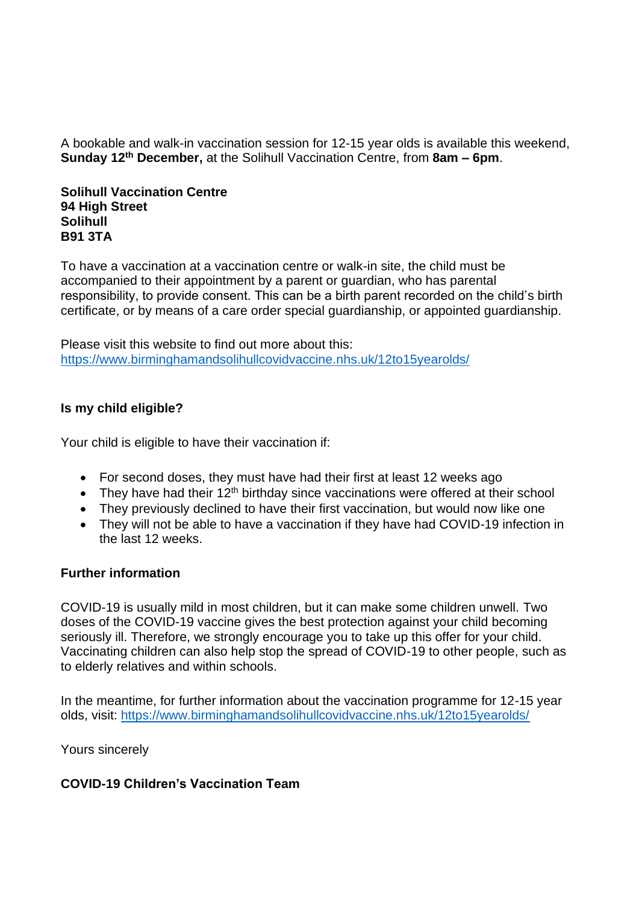A bookable and walk-in vaccination session for 12-15 year olds is available this weekend, **Sunday 12th December,** at the Solihull Vaccination Centre, from **8am – 6pm**.

**Solihull Vaccination Centre**
**94 High Street**
**Solihull**
**B91 3TA**

To have a vaccination at a vaccination centre or walk-in site, the child must be accompanied to their appointment by a parent or guardian, who has parental responsibility, to provide consent. This can be a birth parent recorded on the child's birth certificate, or by means of a care order special guardianship, or appointed guardianship.

Please visit this website to find out more about this:
https://www.birminghamandsolihullcovidvaccine.nhs.uk/12to15yearolds/

**Is my child eligible?**

Your child is eligible to have their vaccination if:

- For second doses, they must have had their first at least 12 weeks ago
- They have had their 12th birthday since vaccinations were offered at their school
- They previously declined to have their first vaccination, but would now like one
- They will not be able to have a vaccination if they have had COVID-19 infection in the last 12 weeks.

**Further information**

COVID-19 is usually mild in most children, but it can make some children unwell. Two doses of the COVID-19 vaccine gives the best protection against your child becoming seriously ill. Therefore, we strongly encourage you to take up this offer for your child. Vaccinating children can also help stop the spread of COVID-19 to other people, such as to elderly relatives and within schools.

In the meantime, for further information about the vaccination programme for 12-15 year olds, visit: https://www.birminghamandsolihullcovidvaccine.nhs.uk/12to15yearolds/

Yours sincerely

**COVID-19 Children's Vaccination Team**